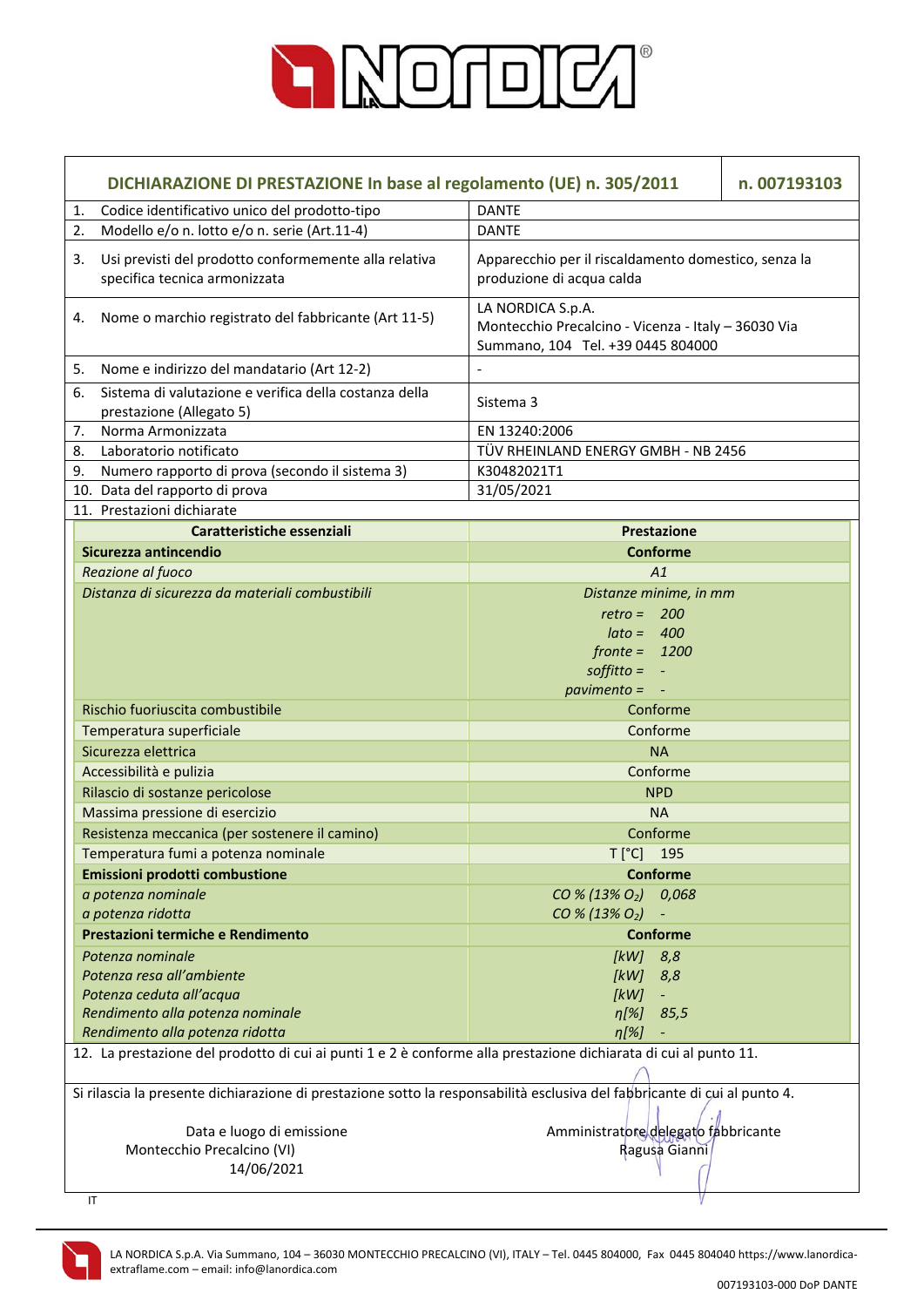## DICHIARAZIONE DI PRESTAZIONE In base al regolamento (UE) n. 305/2011 — n. 007193103

| | |
|---|---|
| 1. Codice identificativo unico del prodotto-tipo | DANTE |
| 2. Modello e/o n. lotto e/o n. serie (Art.11-4) | DANTE |
| 3. Usi previsti del prodotto conformemente alla relativa specifica tecnica armonizzata | Apparecchio per il riscaldamento domestico, senza la produzione di acqua calda |
| 4. Nome o marchio registrato del fabbricante (Art 11-5) | LA NORDICA S.p.A. Montecchio Precalcino - Vicenza - Italy – 36030 Via Summano, 104 Tel. +39 0445 804000 |
| 5. Nome e indirizzo del mandatario (Art 12-2) | - |
| 6. Sistema di valutazione e verifica della costanza della prestazione (Allegato 5) | Sistema 3 |
| 7. Norma Armonizzata | EN 13240:2006 |
| 8. Laboratorio notificato | TÜV RHEINLAND ENERGY GMBH - NB 2456 |
| 9. Numero rapporto di prova (secondo il sistema 3) | K30482021T1 |
| 10. Data del rapporto di prova | 31/05/2021 |

11. Prestazioni dichiarate

| Caratteristiche essenziali | Prestazione |
|---|---|
| **Sicurezza antincendio** | **Conforme** |
| *Reazione al fuoco* | *A1* |
| *Distanza di sicurezza da materiali combustibili* | *Distanze minime, in mm*<br>*retro = 200*<br>*lato = 400*<br>*fronte = 1200*<br>*soffitto = -*<br>*pavimento = -* |
| Rischio fuoriuscita combustibile | Conforme |
| Temperatura superficiale | Conforme |
| Sicurezza elettrica | NA |
| Accessibilità e pulizia | Conforme |
| Rilascio di sostanze pericolose | NPD |
| Massima pressione di esercizio | NA |
| Resistenza meccanica (per sostenere il camino) | Conforme |
| Temperatura fumi a potenza nominale | T [°C] 195 |
| **Emissioni prodotti combustione** | **Conforme** |
| *a potenza nominale* | *CO % (13% $O_2$)* 0,068 |
| *a potenza ridotta* | *CO % (13% $O_2$)* - |
| **Prestazioni termiche e Rendimento** | **Conforme** |
| *Potenza nominale* | *[kW]* 8,8 |
| *Potenza resa all'ambiente* | *[kW]* 8,8 |
| *Potenza ceduta all'acqua* | *[kW]* - |
| *Rendimento alla potenza nominale* | *η[%]* 85,5 |
| *Rendimento alla potenza ridotta* | *η[%]* - |

12. La prestazione del prodotto di cui ai punti 1 e 2 è conforme alla prestazione dichiarata di cui al punto 11.

Si rilascia la presente dichiarazione di prestazione sotto la responsabilità esclusiva del fabbricante di cui al punto 4.

Data e luogo di emissione
Montecchio Precalcino (VI)
14/06/2021

Amministratore delegato fabbricante
Ragusa Gianni

IT

LA NORDICA S.p.A. Via Summano, 104 – 36030 MONTECCHIO PRECALCINO (VI), ITALY – Tel. 0445 804000, Fax 0445 804040 https://www.lanordica-extraflame.com – email: info@lanordica.com

007193103-000 DoP DANTE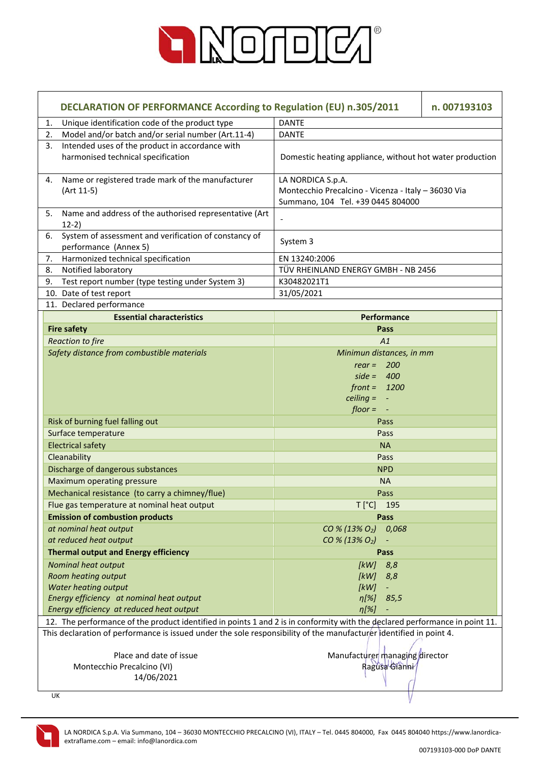# LA NORDICA

| DECLARATION OF PERFORMANCE According to Regulation (EU) n.305/2011 | n. 007193103 |
|---|---|
| 1. Unique identification code of the product type | DANTE |
| 2. Model and/or batch and/or serial number (Art.11-4) | DANTE |
| 3. Intended uses of the product in accordance with harmonised technical specification | Domestic heating appliance, without hot water production |
| 4. Name or registered trade mark of the manufacturer (Art 11-5) | LA NORDICA S.p.A. Montecchio Precalcino - Vicenza - Italy – 36030 Via Summano, 104 Tel. +39 0445 804000 |
| 5. Name and address of the authorised representative (Art 12-2) | - |
| 6. System of assessment and verification of constancy of performance (Annex 5) | System 3 |
| 7. Harmonized technical specification | EN 13240:2006 |
| 8. Notified laboratory | TÜV RHEINLAND ENERGY GMBH - NB 2456 |
| 9. Test report number (type testing under System 3) | K30482021T1 |
| 10. Date of test report | 31/05/2021 |
| 11. Declared performance | |

| Essential characteristics | Performance |
|---|---|
| **Fire safety** | **Pass** |
| *Reaction to fire* | *A1* |
| *Safety distance from combustible materials* | *Minimun distances, in mm*<br>*rear =* *200*<br>*side =* *400*<br>*front =* *1200*<br>*ceiling =* *-*<br>*floor =* *-* |
| Risk of burning fuel falling out | Pass |
| Surface temperature | Pass |
| Electrical safety | NA |
| Cleanability | Pass |
| Discharge of dangerous substances | NPD |
| Maximum operating pressure | NA |
| Mechanical resistance (to carry a chimney/flue) | Pass |
| Flue gas temperature at nominal heat output | T [°C] 195 |
| **Emission of combustion products** | **Pass** |
| *at nominal heat output* | *CO % (13% $O_2$)* *0,068* |
| *at reduced heat output* | *CO % (13% $O_2$)* *-* |
| **Thermal output and Energy efficiency** | **Pass** |
| *Nominal heat output* | *[kW]* *8,8* |
| *Room heating output* | *[kW]* *8,8* |
| *Water heating output* | *[kW]* *-* |
| *Energy efficiency at nominal heat output* | *η[%]* *85,5* |
| *Energy efficiency at reduced heat output* | *η[%]* *-* |

12. The performance of the product identified in points 1 and 2 is in conformity with the declared performance in point 11.

This declaration of performance is issued under the sole responsibility of the manufacturer identified in point 4.

| Place and date of issue | Manufacturer managing director |
|---|---|
| Montecchio Precalcino (VI) | Ragusa Gianni |
| 14/06/2021 | |

UK

LA NORDICA S.p.A. Via Summano, 104 – 36030 MONTECCHIO PRECALCINO (VI), ITALY – Tel. 0445 804000, Fax 0445 804040 https://www.lanordica-extraflame.com – email: info@lanordica.com

007193103-000 DoP DANTE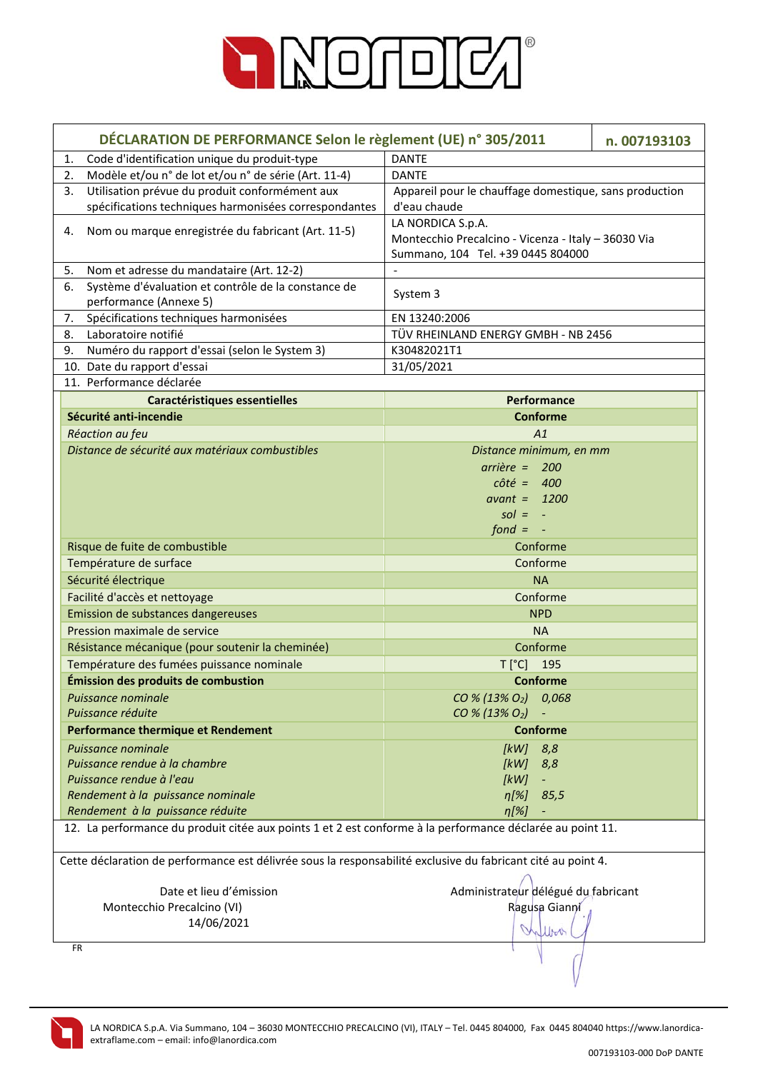| DÉCLARATION DE PERFORMANCE Selon le règlement (UE) n° 305/2011 | n. 007193103 |
|---|---|
| 1. Code d'identification unique du produit-type | DANTE |
| 2. Modèle et/ou n° de lot et/ou n° de série (Art. 11-4) | DANTE |
| 3. Utilisation prévue du produit conformément aux spécifications techniques harmonisées correspondantes | Appareil pour le chauffage domestique, sans production d'eau chaude |
| 4. Nom ou marque enregistrée du fabricant (Art. 11-5) | LA NORDICA S.p.A. Montecchio Precalcino - Vicenza - Italy – 36030 Via Summano, 104 Tel. +39 0445 804000 |
| 5. Nom et adresse du mandataire (Art. 12-2) | - |
| 6. Système d'évaluation et contrôle de la constance de performance (Annexe 5) | System 3 |
| 7. Spécifications techniques harmonisées | EN 13240:2006 |
| 8. Laboratoire notifié | TÜV RHEINLAND ENERGY GMBH - NB 2456 |
| 9. Numéro du rapport d'essai (selon le System 3) | K30482021T1 |
| 10. Date du rapport d'essai | 31/05/2021 |
| 11. Performance déclarée | |

| Caractéristiques essentielles | Performance |
|---|---|
| **Sécurité anti-incendie** | **Conforme** |
| *Réaction au feu* | *A1* |
| *Distance de sécurité aux matériaux combustibles* | *Distance minimum, en mm*<br>*arrière = 200*<br>*côté = 400*<br>*avant = 1200*<br>*sol = -*<br>*fond = -* |
| Risque de fuite de combustible | Conforme |
| Température de surface | Conforme |
| Sécurité électrique | NA |
| Facilité d'accès et nettoyage | Conforme |
| Emission de substances dangereuses | NPD |
| Pression maximale de service | NA |
| Résistance mécanique (pour soutenir la cheminée) | Conforme |
| Température des fumées puissance nominale | T [°C] 195 |
| **Émission des produits de combustion** | **Conforme** |
| *Puissance nominale* | *CO % (13% $O_2$) 0,068* |
| *Puissance réduite* | *CO % (13% $O_2$) -* |
| **Performance thermique et Rendement** | **Conforme** |
| *Puissance nominale* | *[kW] 8,8* |
| *Puissance rendue à la chambre* | *[kW] 8,8* |
| *Puissance rendue à l'eau* | *[kW] -* |
| *Rendement à la puissance nominale* | *η[%] 85,5* |
| *Rendement à la puissance réduite* | *η[%] -* |

12. La performance du produit citée aux points 1 et 2 est conforme à la performance déclarée au point 11.

Cette déclaration de performance est délivrée sous la responsabilité exclusive du fabricant cité au point 4.

Date et lieu d'émission
Montecchio Precalcino (VI)
14/06/2021

Administrateur délégué du fabricant
Ragusa Gianni

FR

LA NORDICA S.p.A. Via Summano, 104 – 36030 MONTECCHIO PRECALCINO (VI), ITALY – Tel. 0445 804000, Fax 0445 804040 https://www.lanordica-extraflame.com – email: info@lanordica.com

007193103-000 DoP DANTE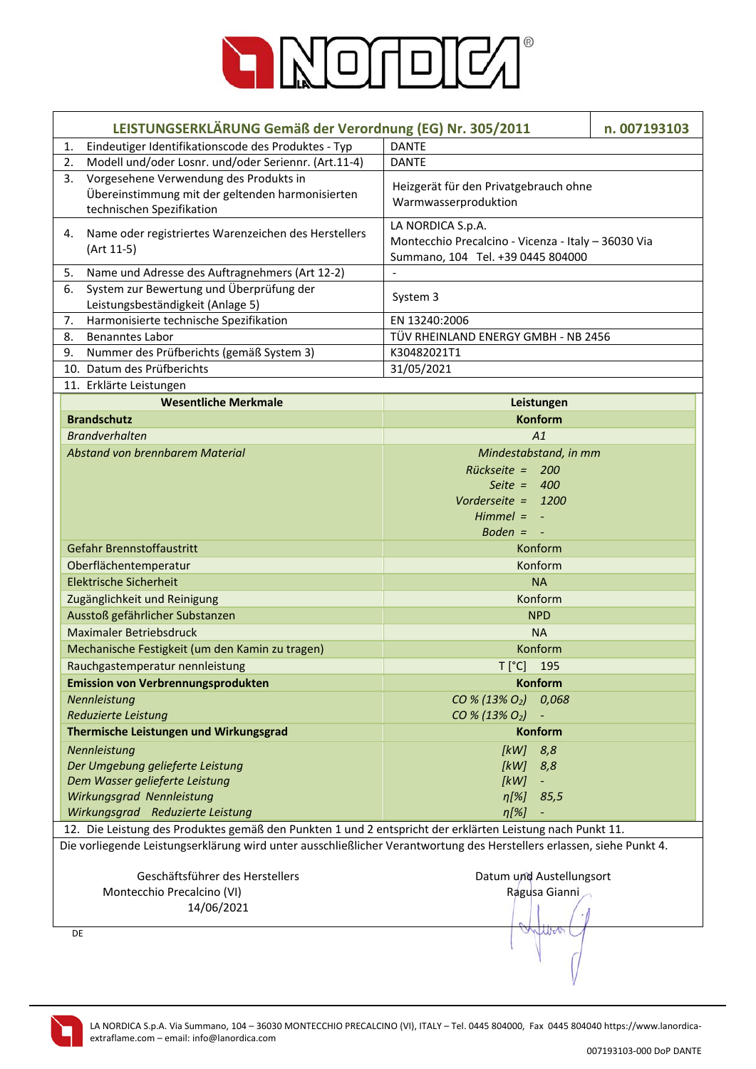# LEISTUNGSERKLÄRUNG Gemäß der Verordnung (EG) Nr. 305/2011 — n. 007193103

| | |
|---|---|
| 1. Eindeutiger Identifikationscode des Produktes - Typ | DANTE |
| 2. Modell und/oder Losnr. und/oder Seriennr. (Art.11-4) | DANTE |
| 3. Vorgesehene Verwendung des Produkts in Übereinstimmung mit der geltenden harmonisierten technischen Spezifikation | Heizgerät für den Privatgebrauch ohne Warmwasserproduktion |
| 4. Name oder registriertes Warenzeichen des Herstellers (Art 11-5) | LA NORDICA S.p.A. Montecchio Precalcino - Vicenza - Italy – 36030 Via Summano, 104 Tel. +39 0445 804000 |
| 5. Name und Adresse des Auftragnehmers (Art 12-2) | - |
| 6. System zur Bewertung und Überprüfung der Leistungsbeständigkeit (Anlage 5) | System 3 |
| 7. Harmonisierte technische Spezifikation | EN 13240:2006 |
| 8. Benanntes Labor | TÜV RHEINLAND ENERGY GMBH - NB 2456 |
| 9. Nummer des Prüfberichts (gemäß System 3) | K30482021T1 |
| 10. Datum des Prüfberichts | 31/05/2021 |

11. Erklärte Leistungen

| Wesentliche Merkmale | Leistungen |
|---|---|
| **Brandschutz** | **Konform** |
| *Brandverhalten* | *A1* |
| *Abstand von brennbarem Material* | *Mindestabstand, in mm*<br>*Rückseite = 200*<br>*Seite = 400*<br>*Vorderseite = 1200*<br>*Himmel = -*<br>*Boden = -* |
| Gefahr Brennstoffaustritt | Konform |
| Oberflächentemperatur | Konform |
| Elektrische Sicherheit | NA |
| Zugänglichkeit und Reinigung | Konform |
| Ausstoß gefährlicher Substanzen | NPD |
| Maximaler Betriebsdruck | NA |
| Mechanische Festigkeit (um den Kamin zu tragen) | Konform |
| Rauchgastemperatur nennleistung | T [°C] 195 |
| **Emission von Verbrennungsprodukten** | **Konform** |
| *Nennleistung* | *CO % (13% $O_2$) 0,068* |
| *Reduzierte Leistung* | *CO % (13% $O_2$) -* |
| **Thermische Leistungen und Wirkungsgrad** | **Konform** |
| *Nennleistung* | *[kW] 8,8* |
| *Der Umgebung gelieferte Leistung* | *[kW] 8,8* |
| *Dem Wasser gelieferte Leistung* | *[kW] -* |
| *Wirkungsgrad Nennleistung* | *η[%] 85,5* |
| *Wirkungsgrad Reduzierte Leistung* | *η[%] -* |

12. Die Leistung des Produktes gemäß den Punkten 1 und 2 entspricht der erklärten Leistung nach Punkt 11.

Die vorliegende Leistungserklärung wird unter ausschließlicher Verantwortung des Herstellers erlassen, siehe Punkt 4.

Geschäftsführer des Herstellers
Montecchio Precalcino (VI)
14/06/2021

Datum und Austellungsort
Ragusa Gianni

DE

LA NORDICA S.p.A. Via Summano, 104 – 36030 MONTECCHIO PRECALCINO (VI), ITALY – Tel. 0445 804000, Fax 0445 804040 https://www.lanordica-extraflame.com – email: info@lanordica.com

007193103-000 DoP DANTE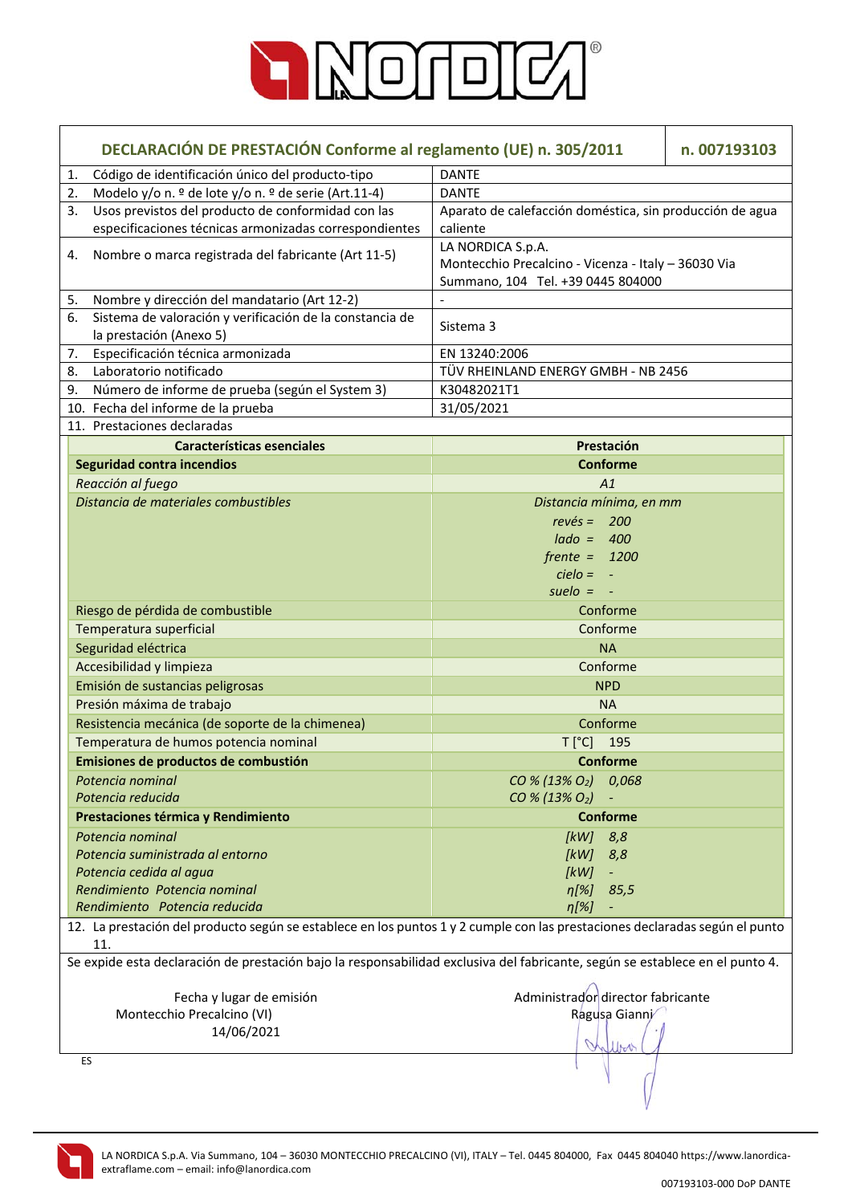## DECLARACIÓN DE PRESTACIÓN Conforme al reglamento (UE) n. 305/2011 — n. 007193103

| | | |
|---|---|---|
| 1. | Código de identificación único del producto-tipo | DANTE |
| 2. | Modelo y/o n. º de lote y/o n. º de serie (Art.11-4) | DANTE |
| 3. | Usos previstos del producto de conformidad con las especificaciones técnicas armonizadas correspondientes | Aparato de calefacción doméstica, sin producción de agua caliente |
| 4. | Nombre o marca registrada del fabricante (Art 11-5) | LA NORDICA S.p.A. Montecchio Precalcino - Vicenza - Italy – 36030 Via Summano, 104 Tel. +39 0445 804000 |
| 5. | Nombre y dirección del mandatario (Art 12-2) | - |
| 6. | Sistema de valoración y verificación de la constancia de la prestación (Anexo 5) | Sistema 3 |
| 7. | Especificación técnica armonizada | EN 13240:2006 |
| 8. | Laboratorio notificado | TÜV RHEINLAND ENERGY GMBH - NB 2456 |
| 9. | Número de informe de prueba (según el System 3) | K30482021T1 |
| 10. | Fecha del informe de la prueba | 31/05/2021 |
| 11. | Prestaciones declaradas | |

| Características esenciales | Prestación |
|---|---|
| **Seguridad contra incendios** | **Conforme** |
| *Reacción al fuego* | *A1* |
| *Distancia de materiales combustibles* | *Distancia mínima, en mm*<br>*revés = 200*<br>*lado = 400*<br>*frente = 1200*<br>*cielo = -*<br>*suelo = -* |
| Riesgo de pérdida de combustible | Conforme |
| Temperatura superficial | Conforme |
| Seguridad eléctrica | NA |
| Accesibilidad y limpieza | Conforme |
| Emisión de sustancias peligrosas | NPD |
| Presión máxima de trabajo | NA |
| Resistencia mecánica (de soporte de la chimenea) | Conforme |
| Temperatura de humos potencia nominal | T [°C] 195 |
| **Emisiones de productos de combustión** | **Conforme** |
| *Potencia nominal* | *CO % (13% $O_2$) 0,068* |
| *Potencia reducida* | *CO % (13% $O_2$) -* |
| **Prestaciones térmica y Rendimiento** | **Conforme** |
| *Potencia nominal* | *[kW] 8,8* |
| *Potencia suministrada al entorno* | *[kW] 8,8* |
| *Potencia cedida al agua* | *[kW] -* |
| *Rendimiento Potencia nominal* | *η[%] 85,5* |
| *Rendimiento Potencia reducida* | *η[%] -* |

12. La prestación del producto según se establece en los puntos 1 y 2 cumple con las prestaciones declaradas según el punto 11.

Se expide esta declaración de prestación bajo la responsabilidad exclusiva del fabricante, según se establece en el punto 4.

Fecha y lugar de emisión
Montecchio Precalcino (VI)
14/06/2021

Administrador director fabricante
Ragusa Gianni

ES

LA NORDICA S.p.A. Via Summano, 104 – 36030 MONTECCHIO PRECALCINO (VI), ITALY – Tel. 0445 804000, Fax 0445 804040 https://www.lanordica-extraflame.com – email: info@lanordica.com

007193103-000 DoP DANTE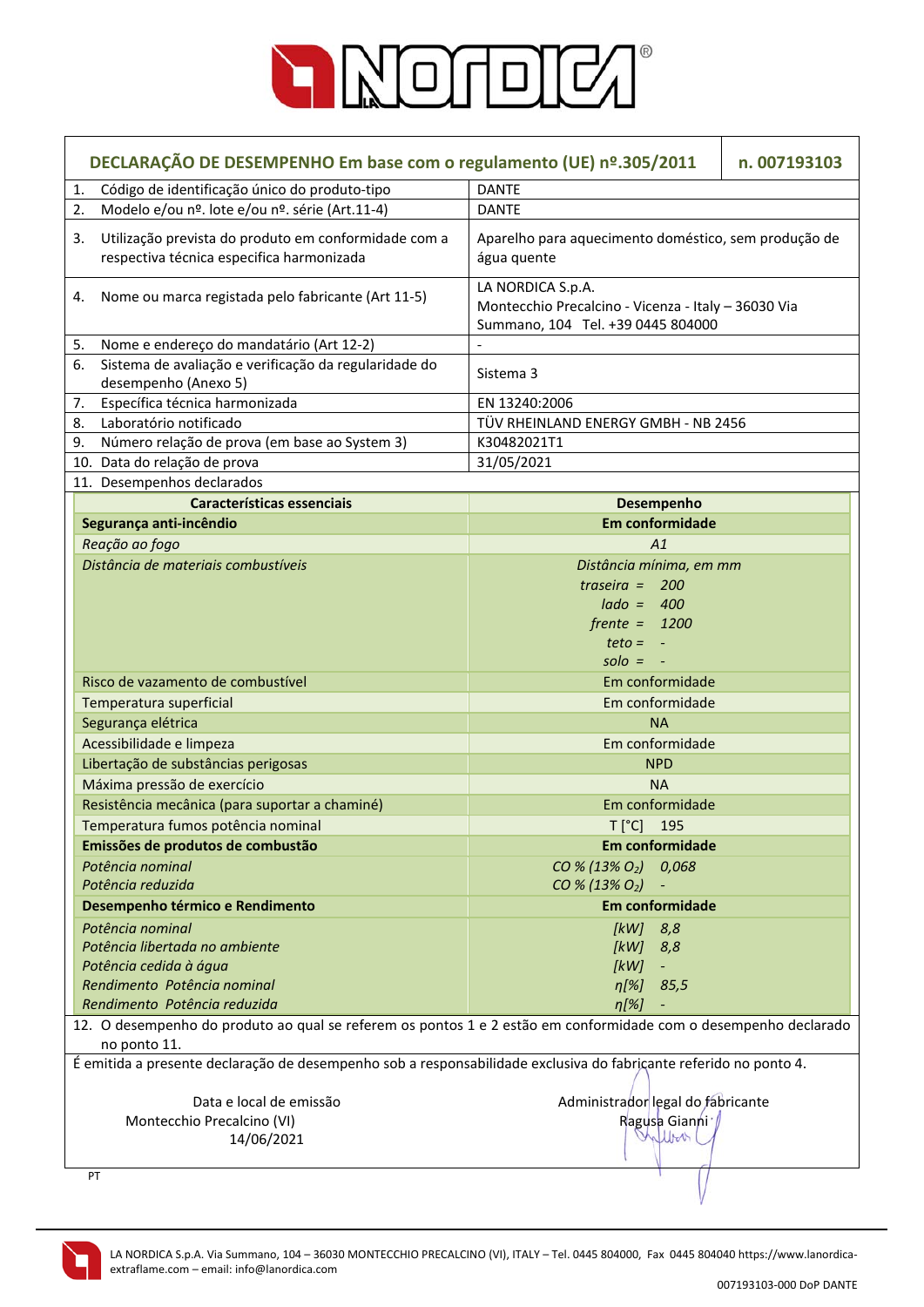## DECLARAÇÃO DE DESEMPENHO Em base com o regulamento (UE) nº.305/2011 — n. 007193103

| | |
|---|---|
| 1. Código de identificação único do produto-tipo | DANTE |
| 2. Modelo e/ou nº. lote e/ou nº. série (Art.11-4) | DANTE |
| 3. Utilização prevista do produto em conformidade com a respectiva técnica especifica harmonizada | Aparelho para aquecimento doméstico, sem produção de água quente |
| 4. Nome ou marca registada pelo fabricante (Art 11-5) | LA NORDICA S.p.A. Montecchio Precalcino - Vicenza - Italy – 36030 Via Summano, 104 Tel. +39 0445 804000 |
| 5. Nome e endereço do mandatário (Art 12-2) | - |
| 6. Sistema de avaliação e verificação da regularidade do desempenho (Anexo 5) | Sistema 3 |
| 7. Específica técnica harmonizada | EN 13240:2006 |
| 8. Laboratório notificado | TÜV RHEINLAND ENERGY GMBH - NB 2456 |
| 9. Número relação de prova (em base ao System 3) | K30482021T1 |
| 10. Data do relação de prova | 31/05/2021 |

11. Desempenhos declarados

| Características essenciais | Desempenho |
|---|---|
| **Segurança anti-incêndio** | **Em conformidade** |
| *Reação ao fogo* | *A1* |
| *Distância de materiais combustíveis* | *Distância mínima, em mm*<br>*traseira = 200*<br>*lado = 400*<br>*frente = 1200*<br>*teto = -*<br>*solo = -* |
| Risco de vazamento de combustível | Em conformidade |
| Temperatura superficial | Em conformidade |
| Segurança elétrica | NA |
| Acessibilidade e limpeza | Em conformidade |
| Libertação de substâncias perigosas | NPD |
| Máxima pressão de exercício | NA |
| Resistência mecânica (para suportar a chaminé) | Em conformidade |
| Temperatura fumos potência nominal | T [°C] 195 |
| **Emissões de produtos de combustão** | **Em conformidade** |
| *Potência nominal* | *CO % (13% $O_2$) 0,068* |
| *Potência reduzida* | *CO % (13% $O_2$) -* |
| **Desempenho térmico e Rendimento** | **Em conformidade** |
| *Potência nominal* | *[kW] 8,8* |
| *Potência libertada no ambiente* | *[kW] 8,8* |
| *Potência cedida à água* | *[kW] -* |
| *Rendimento Potência nominal* | *η[%] 85,5* |
| *Rendimento Potência reduzida* | *η[%] -* |

12. O desempenho do produto ao qual se referem os pontos 1 e 2 estão em conformidade com o desempenho declarado no ponto 11.

É emitida a presente declaração de desempenho sob a responsabilidade exclusiva do fabricante referido no ponto 4.

Data e local de emissão
Montecchio Precalcino (VI)
14/06/2021

Administrador legal do fabricante
Ragusa Gianni

PT

LA NORDICA S.p.A. Via Summano, 104 – 36030 MONTECCHIO PRECALCINO (VI), ITALY – Tel. 0445 804000, Fax 0445 804040 https://www.lanordica-extraflame.com – email: info@lanordica.com

007193103-000 DoP DANTE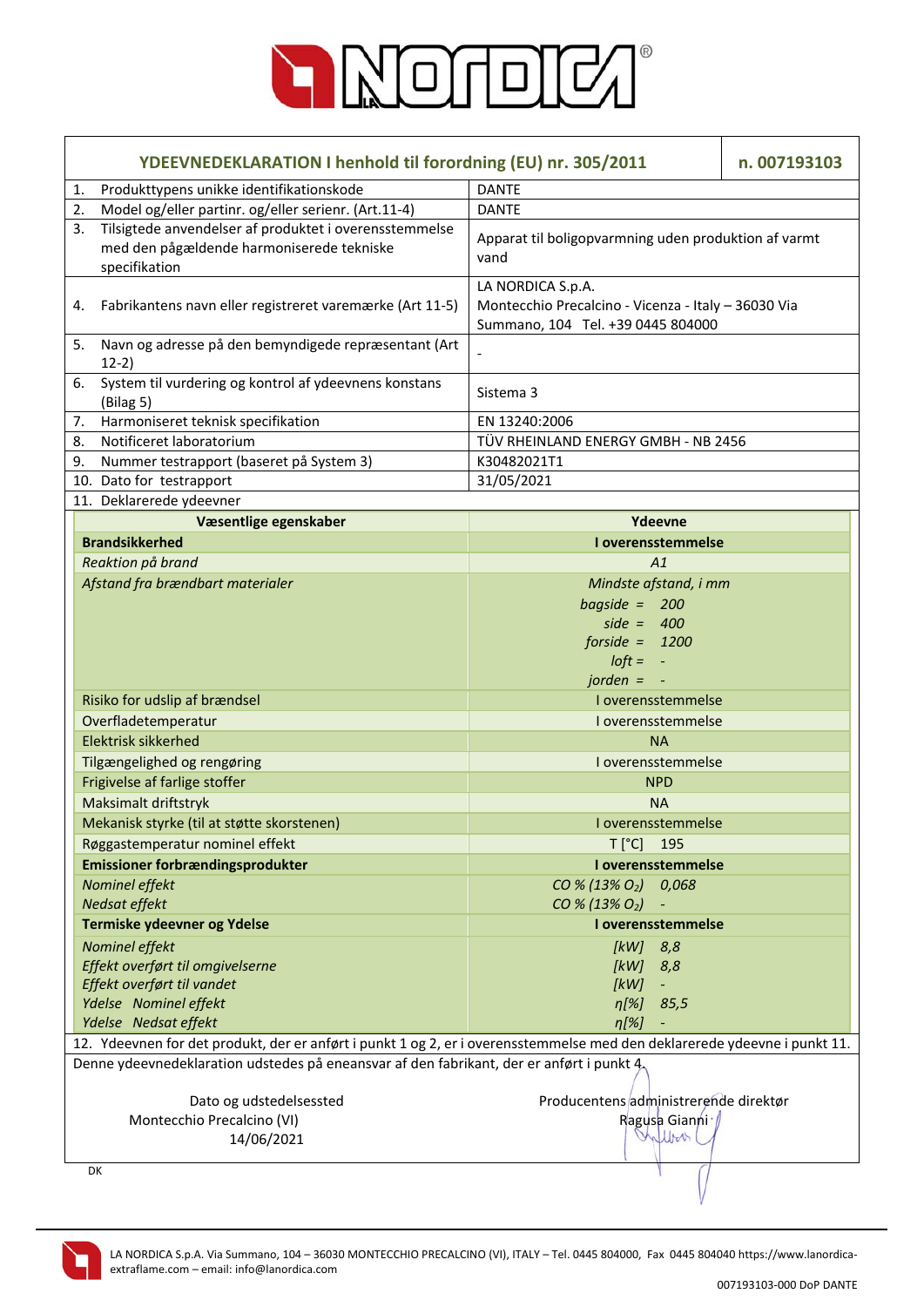| YDEEVNEDEKLARATION I henhold til forordning (EU) nr. 305/2011 | n. 007193103 |
|---|---|
| 1. Produkttypens unikke identifikationskode | DANTE |
| 2. Model og/eller partinr. og/eller serienr. (Art.11-4) | DANTE |
| 3. Tilsigtede anvendelser af produktet i overensstemmelse med den pågældende harmoniserede tekniske specifikation | Apparat til boligopvarmning uden produktion af varmt vand |
| 4. Fabrikantens navn eller registreret varemærke (Art 11-5) | LA NORDICA S.p.A. Montecchio Precalcino - Vicenza - Italy – 36030 Via Summano, 104 Tel. +39 0445 804000 |
| 5. Navn og adresse på den bemyndigede repræsentant (Art 12-2) | - |
| 6. System til vurdering og kontrol af ydeevnens konstans (Bilag 5) | Sistema 3 |
| 7. Harmoniseret teknisk specifikation | EN 13240:2006 |
| 8. Notificeret laboratorium | TÜV RHEINLAND ENERGY GMBH - NB 2456 |
| 9. Nummer testrapport (baseret på System 3) | K30482021T1 |
| 10. Dato for testrapport | 31/05/2021 |

11. Deklarerede ydeevner

| Væsentlige egenskaber | Ydeevne |
|---|---|
| **Brandsikkerhed** | **I overensstemmelse** |
| *Reaktion på brand* | *A1* |
| *Afstand fra brændbart materialer* | *Mindste afstand, i mm*<br>*bagside = 200*<br>*side = 400*<br>*forside = 1200*<br>*loft = -*<br>*jorden = -* |
| Risiko for udslip af brændsel | I overensstemmelse |
| Overfladetemperatur | I overensstemmelse |
| Elektrisk sikkerhed | NA |
| Tilgængelighed og rengøring | I overensstemmelse |
| Frigivelse af farlige stoffer | NPD |
| Maksimalt driftstryk | NA |
| Mekanisk styrke (til at støtte skorstenen) | I overensstemmelse |
| Røggastemperatur nominel effekt | T [°C] 195 |
| **Emissioner forbrændingsprodukter** | **I overensstemmelse** |
| *Nominel effekt* | *CO % (13% $O_2$) 0,068* |
| *Nedsat effekt* | *CO % (13% $O_2$) -* |
| **Termiske ydeevner og Ydelse** | **I overensstemmelse** |
| *Nominel effekt* | *[kW] 8,8* |
| *Effekt overført til omgivelserne* | *[kW] 8,8* |
| *Effekt overført til vandet* | *[kW] -* |
| *Ydelse Nominel effekt* | *η[%] 85,5* |
| *Ydelse Nedsat effekt* | *η[%] -* |

12. Ydeevnen for det produkt, der er anført i punkt 1 og 2, er i overensstemmelse med den deklarerede ydeevne i punkt 11.

Denne ydeevnedeklaration udstedes på eneansvar af den fabrikant, der er anført i punkt 4.

| Dato og udstedelsessted | Producentens administrerende direktør |
|---|---|
| Montecchio Precalcino (VI) | Ragusa Gianni |
| 14/06/2021 | |

DK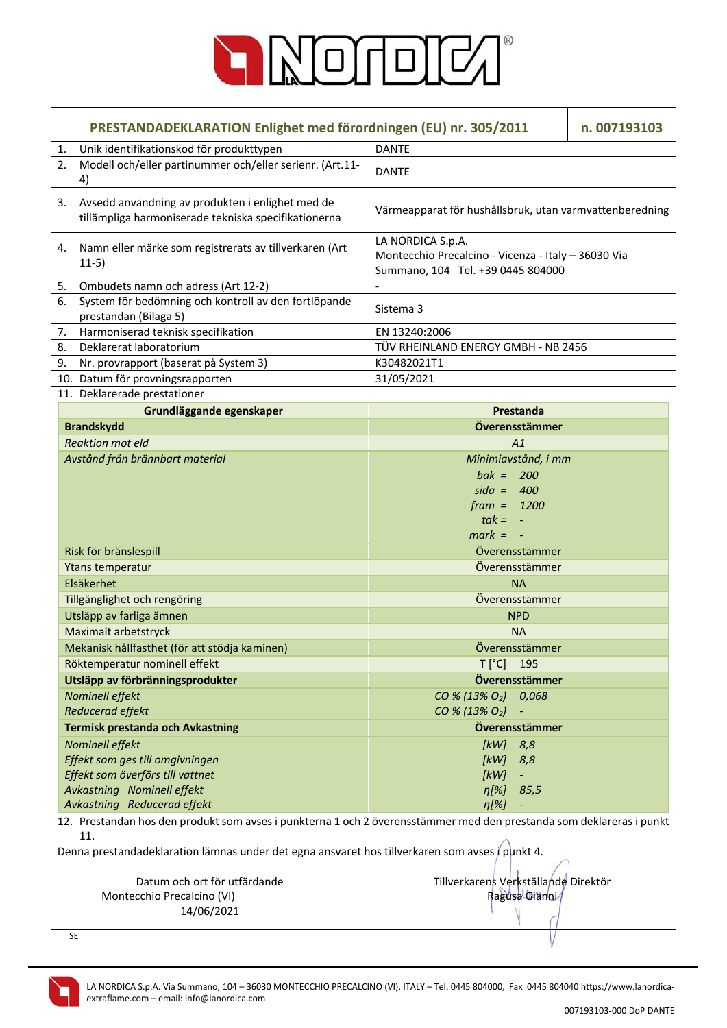## PRESTANDADEKLARATION Enlighet med förordningen (EU) nr. 305/2011 — n. 007193103

| | |
|---|---|
| 1. Unik identifikationskod för produkttypen | DANTE |
| 2. Modell och/eller partinummer och/eller serienr. (Art.11-4) | DANTE |
| 3. Avsedd användning av produkten i enlighet med de tillämpliga harmoniserade tekniska specifikationerna | Värmeapparat för hushållsbruk, utan varmvattenberedning |
| 4. Namn eller märke som registrerats av tillverkaren (Art 11-5) | LA NORDICA S.p.A. Montecchio Precalcino - Vicenza - Italy – 36030 Via Summano, 104 Tel. +39 0445 804000 |
| 5. Ombudets namn och adress (Art 12-2) | - |
| 6. System för bedömning och kontroll av den fortlöpande prestandan (Bilaga 5) | Sistema 3 |
| 7. Harmoniserad teknisk specifikation | EN 13240:2006 |
| 8. Deklarerat laboratorium | TÜV RHEINLAND ENERGY GMBH - NB 2456 |
| 9. Nr. provrapport (baserat på System 3) | K30482021T1 |
| 10. Datum för provningsrapporten | 31/05/2021 |

11. Deklarerade prestationer

| Grundläggande egenskaper | Prestanda |
|---|---|
| **Brandskydd** | **Överensstämmer** |
| *Reaktion mot eld* | *A1* |
| *Avstånd från brännbart material* | *Minimiavstånd, i mm*<br>*bak = 200*<br>*sida = 400*<br>*fram = 1200*<br>*tak = -*<br>*mark = -* |
| Risk för bränslespill | Överensstämmer |
| Ytans temperatur | Överensstämmer |
| Elsäkerhet | NA |
| Tillgänglighet och rengöring | Överensstämmer |
| Utsläpp av farliga ämnen | NPD |
| Maximalt arbetstryck | NA |
| Mekanisk hållfasthet (för att stödja kaminen) | Överensstämmer |
| Röktemperatur nominell effekt | T [°C] 195 |
| **Utsläpp av förbränningsprodukter** | **Överensstämmer** |
| *Nominell effekt* | *CO % (13% $O_2$) 0,068* |
| *Reducerad effekt* | *CO % (13% $O_2$) -* |
| **Termisk prestanda och Avkastning** | **Överensstämmer** |
| *Nominell effekt* | *[kW] 8,8* |
| *Effekt som ges till omgivningen* | *[kW] 8,8* |
| *Effekt som överförs till vattnet* | *[kW] -* |
| *Avkastning Nominell effekt* | *η[%] 85,5* |
| *Avkastning Reducerad effekt* | *η[%] -* |

12. Prestandan hos den produkt som avses i punkterna 1 och 2 överensstämmer med den prestanda som deklareras i punkt 11.

Denna prestandadeklaration lämnas under det egna ansvaret hos tillverkaren som avses i punkt 4.

Datum och ort för utfärdande
Montecchio Precalcino (VI)
14/06/2021

Tillverkarens Verkställande Direktör
Ragusa Gianni

SE

LA NORDICA S.p.A. Via Summano, 104 – 36030 MONTECCHIO PRECALCINO (VI), ITALY – Tel. 0445 804000, Fax 0445 804040 https://www.lanordica-extraflame.com – email: info@lanordica.com

007193103-000 DoP DANTE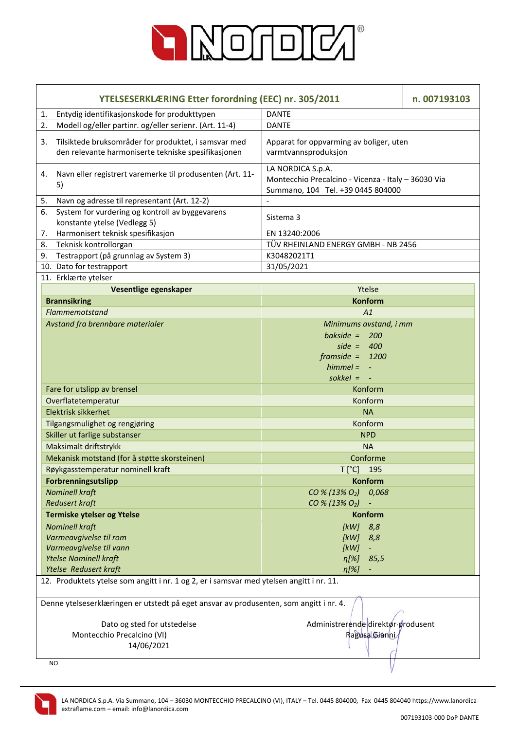| YTELSESERKLÆRING Etter forordning (EEC) nr. 305/2011 | n. 007193103 |
|---|---|
| 1. Entydig identifikasjonskode for produkttypen | DANTE |
| 2. Modell og/eller partinr. og/eller serienr. (Art. 11-4) | DANTE |
| 3. Tilsiktede bruksområder for produktet, i samsvar med den relevante harmoniserte tekniske spesifikasjonen | Apparat for oppvarming av boliger, uten varmtvannsproduksjon |
| 4. Navn eller registrert varemerke til produsenten (Art. 11-5) | LA NORDICA S.p.A. Montecchio Precalcino - Vicenza - Italy – 36030 Via Summano, 104 Tel. +39 0445 804000 |
| 5. Navn og adresse til representant (Art. 12-2) | - |
| 6. System for vurdering og kontroll av byggevarens konstante ytelse (Vedlegg 5) | Sistema 3 |
| 7. Harmonisert teknisk spesifikasjon | EN 13240:2006 |
| 8. Teknisk kontrollorgan | TÜV RHEINLAND ENERGY GMBH - NB 2456 |
| 9. Testrapport (på grunnlag av System 3) | K30482021T1 |
| 10. Dato for testrapport | 31/05/2021 |

11. Erklærte ytelser

| Vesentlige egenskaper | Ytelse |
|---|---|
| **Brannsikring** | **Konform** |
| *Flammemotstand* | *A1* |
| *Avstand fra brennbare materialer* | *Minimums avstand, i mm*<br>*bakside = 200*<br>*side = 400*<br>*framside = 1200*<br>*himmel = -*<br>*sokkel = -* |
| Fare for utslipp av brensel | Konform |
| Overflatetemperatur | Konform |
| Elektrisk sikkerhet | NA |
| Tilgangsmulighet og rengjøring | Konform |
| Skiller ut farlige substanser | NPD |
| Maksimalt driftstrykk | NA |
| Mekanisk motstand (for å støtte skorsteinen) | Conforme |
| Røykgasstemperatur nominell kraft | T [°C] 195 |
| **Forbrenningsutslipp** | **Konform** |
| *Nominell kraft* | *CO % (13% $O_2$) 0,068* |
| *Redusert kraft* | *CO % (13% $O_2$) -* |
| **Termiske ytelser og Ytelse** | **Konform** |
| *Nominell kraft* | *[kW] 8,8* |
| *Varmeavgivelse til rom* | *[kW] 8,8* |
| *Varmeavgivelse til vann* | *[kW] -* |
| *Ytelse Nominell kraft* | *η[%] 85,5* |
| *Ytelse Redusert kraft* | *η[%] -* |

12. Produktets ytelse som angitt i nr. 1 og 2, er i samsvar med ytelsen angitt i nr. 11.

Denne ytelseserklæringen er utstedt på eget ansvar av produsenten, som angitt i nr. 4.

Dato og sted for utstedelse
Montecchio Precalcino (VI)
14/06/2021

Administrerende direktør produsent
Ragusa Gianni

NO

LA NORDICA S.p.A. Via Summano, 104 – 36030 MONTECCHIO PRECALCINO (VI), ITALY – Tel. 0445 804000, Fax 0445 804040 https://www.lanordica-extraflame.com – email: info@lanordica.com

007193103-000 DoP DANTE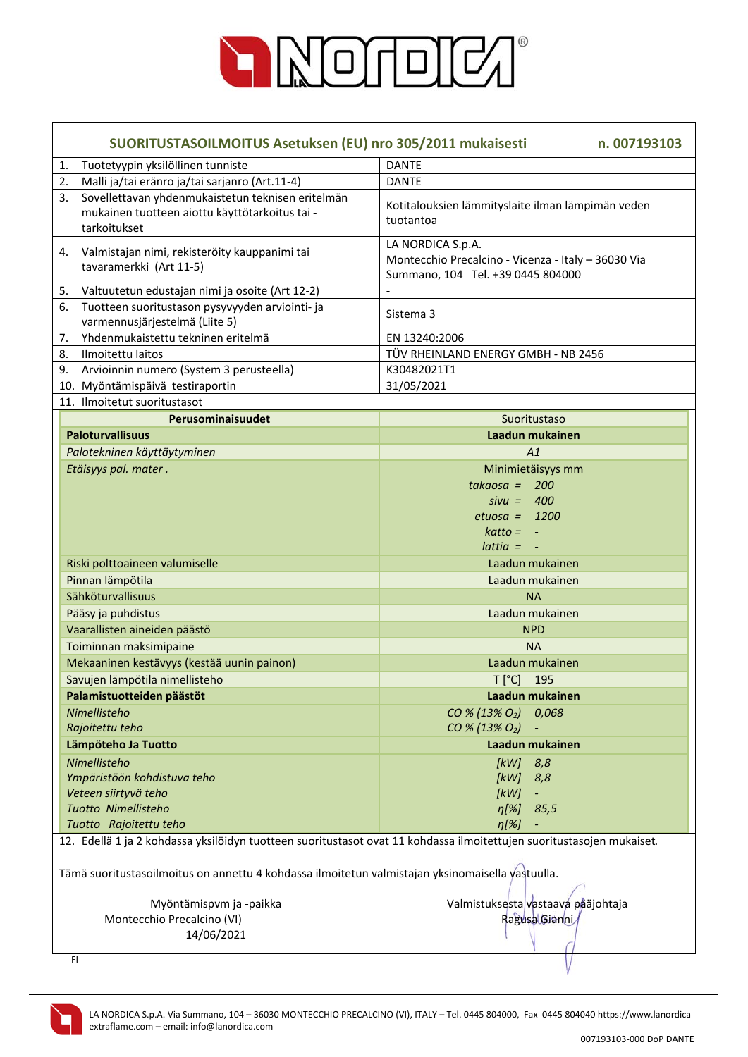| SUORITUSTASOILMOITUS Asetuksen (EU) nro 305/2011 mukaisesti | n. 007193103 |
|---|---|
| 1. Tuotetyypin yksilöllinen tunniste | DANTE |
| 2. Malli ja/tai eränro ja/tai sarjanro (Art.11-4) | DANTE |
| 3. Sovellettavan yhdenmukaistetun teknisen eritelmän mukainen tuotteen aiottu käyttötarkoitus tai -tarkoitukset | Kotitalouksien lämmityslaite ilman lämpimän veden tuotantoa |
| 4. Valmistajan nimi, rekisteröity kauppanimi tai tavaramerkki (Art 11-5) | LA NORDICA S.p.A. Montecchio Precalcino - Vicenza - Italy – 36030 Via Summano, 104 Tel. +39 0445 804000 |
| 5. Valtuutetun edustajan nimi ja osoite (Art 12-2) | - |
| 6. Tuotteen suoritustason pysyvyyden arviointi- ja varmennusjärjestelmä (Liite 5) | Sistema 3 |
| 7. Yhdenmukaistettu tekninen eritelmä | EN 13240:2006 |
| 8. Ilmoitettu laitos | TÜV RHEINLAND ENERGY GMBH - NB 2456 |
| 9. Arvioinnin numero (System 3 perusteella) | K30482021T1 |
| 10. Myöntämispäivä testiraportin | 31/05/2021 |
| 11. Ilmoitetut suoritustasot | |

| Perusominaisuudet | Suoritustaso |
|---|---|
| **Paloturvallisuus** | **Laadun mukainen** |
| *Palotekninen käyttäytyminen* | *A1* |
| *Etäisyys pal. mater .* | Minimietäisyys mm<br>*takaosa = 200*<br>*sivu = 400*<br>*etuosa = 1200*<br>*katto = -*<br>*lattia = -* |
| Riski polttoaineen valumiselle | Laadun mukainen |
| Pinnan lämpötila | Laadun mukainen |
| Sähköturvallisuus | NA |
| Pääsy ja puhdistus | Laadun mukainen |
| Vaarallisten aineiden päästö | NPD |
| Toiminnan maksimipaine | NA |
| Mekaaninen kestävyys (kestää uunin painon) | Laadun mukainen |
| Savujen lämpötila nimellisteho | T [°C] 195 |
| **Palamistuotteiden päästöt** | **Laadun mukainen** |
| *Nimellisteho* | *CO % (13% $O_2$) 0,068* |
| *Rajoitettu teho* | *CO % (13% $O_2$) -* |
| **Lämpöteho Ja Tuotto** | **Laadun mukainen** |
| *Nimellisteho* | *[kW] 8,8* |
| *Ympäristöön kohdistuva teho* | *[kW] 8,8* |
| *Veteen siirtyvä teho* | *[kW] -* |
| *Tuotto Nimellisteho* | *η[%] 85,5* |
| *Tuotto Rajoitettu teho* | *η[%] -* |

12. Edellä 1 ja 2 kohdassa yksilöidyn tuotteen suoritustasot ovat 11 kohdassa ilmoitettujen suoritustasojen mukaiset.

Tämä suoritustasoilmoitus on annettu 4 kohdassa ilmoitetun valmistajan yksinomaisella vastuulla.

Myöntämispvm ja -paikka
Montecchio Precalcino (VI)
14/06/2021

Valmistuksesta vastaava pääjohtaja
Ragusa Gianni

FI

LA NORDICA S.p.A. Via Summano, 104 – 36030 MONTECCHIO PRECALCINO (VI), ITALY – Tel. 0445 804000, Fax 0445 804040 https://www.lanordica-extraflame.com – email: info@lanordica.com

007193103-000 DoP DANTE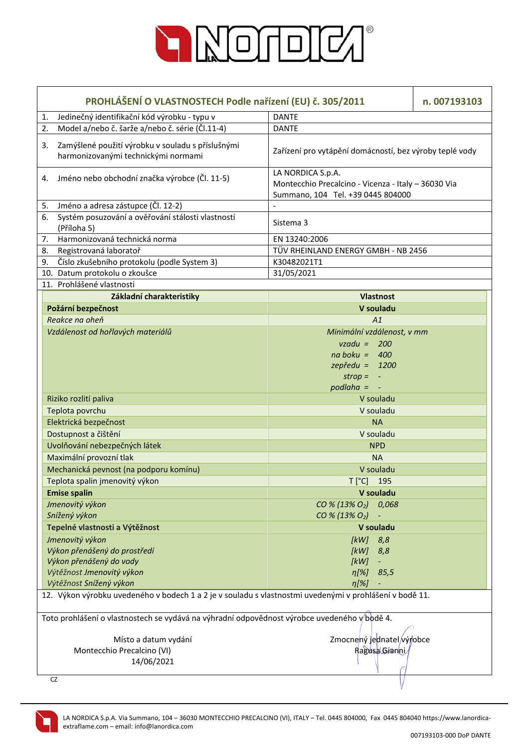# PROHLÁŠENÍ O VLASTNOSTECH Podle nařízení (EU) č. 305/2011 — n. 007193103

| | |
|---|---|
| 1. Jedinečný identifikační kód výrobku - typu v | DANTE |
| 2. Model a/nebo č. šarže a/nebo č. série (Čl.11-4) | DANTE |
| 3. Zamýšlené použití výrobku v souladu s příslušnými harmonizovanými technickými normami | Zařízení pro vytápění domácností, bez výroby teplé vody |
| 4. Jméno nebo obchodní značka výrobce (Čl. 11-5) | LA NORDICA S.p.A. Montecchio Precalcino - Vicenza - Italy – 36030 Via Summano, 104 Tel. +39 0445 804000 |
| 5. Jméno a adresa zástupce (Čl. 12-2) | - |
| 6. Systém posuzování a ověřování stálosti vlastností (Příloha 5) | Sistema 3 |
| 7. Harmonizovaná technická norma | EN 13240:2006 |
| 8. Registrovaná laboratoř | TÜV RHEINLAND ENERGY GMBH - NB 2456 |
| 9. Číslo zkušebního protokolu (podle System 3) | K30482021T1 |
| 10. Datum protokolu o zkoušce | 31/05/2021 |

11. Prohlášené vlastnosti

| Základní charakteristiky | Vlastnost |
|---|---|
| **Požární bezpečnost** | **V souladu** |
| *Reakce na oheň* | *A1* |
| *Vzdálenost od hořlavých materiálů* | *Minimální vzdálenost, v mm*<br>*vzadu = 200*<br>*na boku = 400*<br>*zepředu = 1200*<br>*strop = -*<br>*podlaha = -* |
| Riziko rozlití paliva | V souladu |
| Teplota povrchu | V souladu |
| Elektrická bezpečnost | NA |
| Dostupnost a čištění | V souladu |
| Uvolňování nebezpečných látek | NPD |
| Maximální provozní tlak | NA |
| Mechanická pevnost (na podporu komínu) | V souladu |
| Teplota spalin jmenovitý výkon | T [°C] 195 |
| **Emise spalin** | **V souladu** |
| *Jmenovitý výkon* | *CO % (13% $O_2$) 0,068* |
| *Snížený výkon* | *CO % (13% $O_2$) -* |
| **Tepelné vlastnosti a Výtěžnost** | **V souladu** |
| *Jmenovitý výkon* | *[kW] 8,8* |
| *Výkon přenášený do prostředí* | *[kW] 8,8* |
| *Výkon přenášený do vody* | *[kW] -* |
| *Výtěžnost Jmenovitý výkon* | *η[%] 85,5* |
| *Výtěžnost Snížený výkon* | *η[%] -* |

12. Výkon výrobku uvedeného v bodech 1 a 2 je v souladu s vlastnostmi uvedenými v prohlášení v bodě 11.

Toto prohlášení o vlastnostech se vydává na výhradní odpovědnost výrobce uvedeného v bodě 4.

Místo a datum vydání
Montecchio Precalcino (VI)
14/06/2021

Zmocněný jednatel výrobce
Ragusa Gianni

CZ

LA NORDICA S.p.A. Via Summano, 104 – 36030 MONTECCHIO PRECALCINO (VI), ITALY – Tel. 0445 804000, Fax 0445 804040 https://www.lanordica-extraflame.com – email: info@lanordica.com

007193103-000 DoP DANTE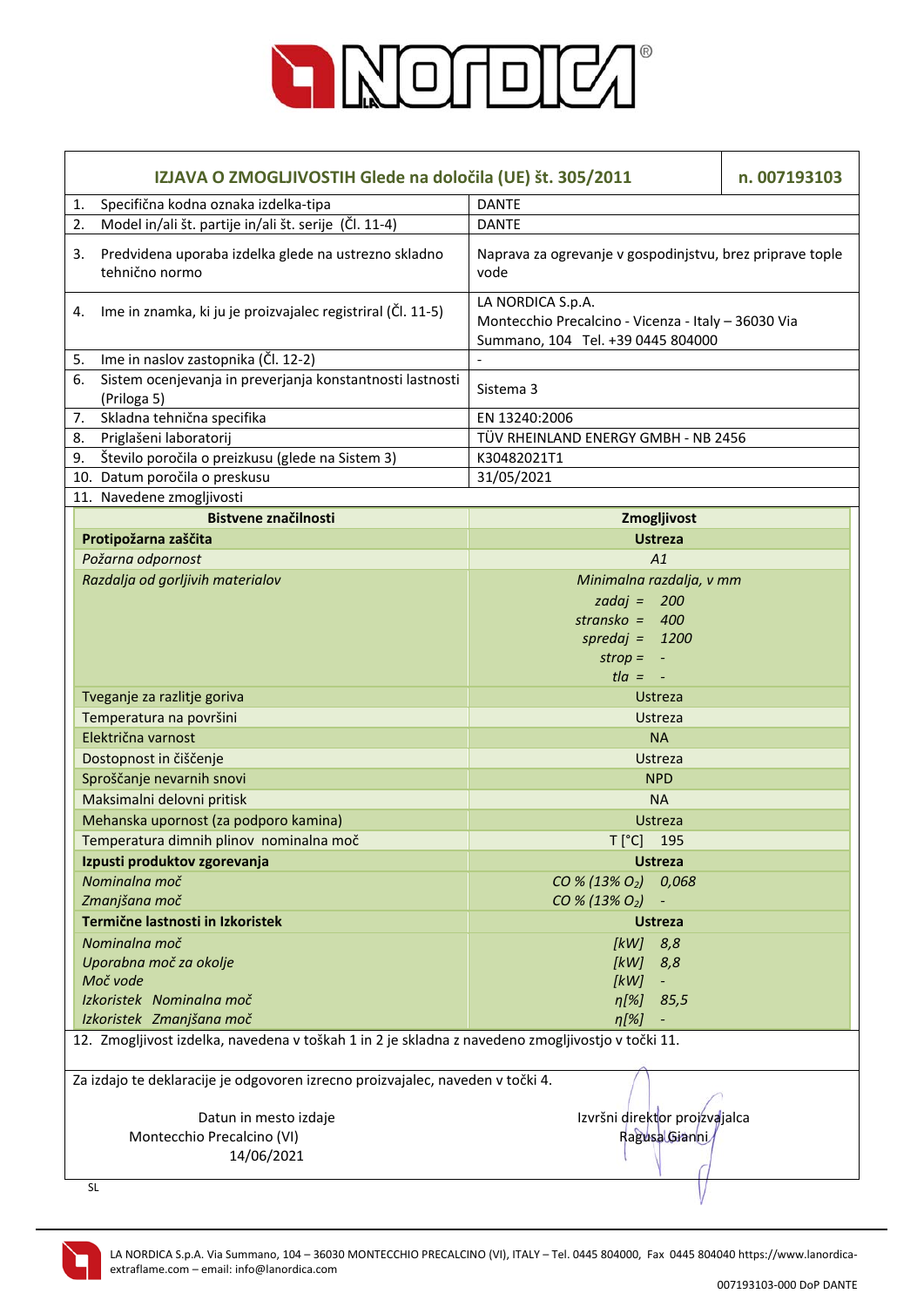LA NORDICA

| IZJAVA O ZMOGLJIVOSTIH Glede na določila (UE) št. 305/2011 | n. 007193103 |
|---|---|
| 1. Specifična kodna oznaka izdelka-tipa | DANTE |
| 2. Model in/ali št. partije in/ali št. serije (Čl. 11-4) | DANTE |
| 3. Predvidena uporaba izdelka glede na ustrezno skladno tehnično normo | Naprava za ogrevanje v gospodinjstvu, brez priprave tople vode |
| 4. Ime in znamka, ki ju je proizvajalec registriral (Čl. 11-5) | LA NORDICA S.p.A. Montecchio Precalcino - Vicenza - Italy – 36030 Via Summano, 104 Tel. +39 0445 804000 |
| 5. Ime in naslov zastopnika (Čl. 12-2) | - |
| 6. Sistem ocenjevanja in preverjanja konstantnosti lastnosti (Priloga 5) | Sistema 3 |
| 7. Skladna tehnična specifika | EN 13240:2006 |
| 8. Priglašeni laboratorij | TÜV RHEINLAND ENERGY GMBH - NB 2456 |
| 9. Število poročila o preizkusu (glede na Sistem 3) | K30482021T1 |
| 10. Datum poročila o preskusu | 31/05/2021 |
| 11. Navedene zmogljivosti | |

| Bistvene značilnosti | Zmogljivost |
|---|---|
| **Protipožarna zaščita** | **Ustreza** |
| *Požarna odpornost* | *A1* |
| *Razdalja od gorljivih materialov* | *Minimalna razdalja, v mm*<br>*zadaj = 200*<br>*stransko = 400*<br>*spredaj = 1200*<br>*strop = -*<br>*tla = -* |
| Tveganje za razlitje goriva | Ustreza |
| Temperatura na površini | Ustreza |
| Električna varnost | NA |
| Dostopnost in čiščenje | Ustreza |
| Sproščanje nevarnih snovi | NPD |
| Maksimalni delovni pritisk | NA |
| Mehanska upornost (za podporo kamina) | Ustreza |
| Temperatura dimnih plinov nominalna moč | T [°C] 195 |
| **Izpusti produktov zgorevanja** | **Ustreza** |
| *Nominalna moč* | *CO % (13% $O_2$) 0,068* |
| *Zmanjšana moč* | *CO % (13% $O_2$) -* |
| **Termične lastnosti in Izkoristek** | **Ustreza** |
| *Nominalna moč* | *[kW] 8,8* |
| *Uporabna moč za okolje* | *[kW] 8,8* |
| *Moč vode* | *[kW] -* |
| *Izkoristek Nominalna moč* | *η[%] 85,5* |
| *Izkoristek Zmanjšana moč* | *η[%] -* |

12. Zmogljivost izdelka, navedena v toškah 1 in 2 je skladna z navedeno zmogljivostjo v točki 11.

Za izdajo te deklaracije je odgovoren izrecno proizvajalec, naveden v točki 4.

Datun in mesto izdaje
Montecchio Precalcino (VI)
14/06/2021

Izvršni direktor proizvajalca
Ragusa Gianni

SL

LA NORDICA S.p.A. Via Summano, 104 – 36030 MONTECCHIO PRECALCINO (VI), ITALY – Tel. 0445 804000, Fax 0445 804040 https://www.lanordica-extraflame.com – email: info@lanordica.com

007193103-000 DoP DANTE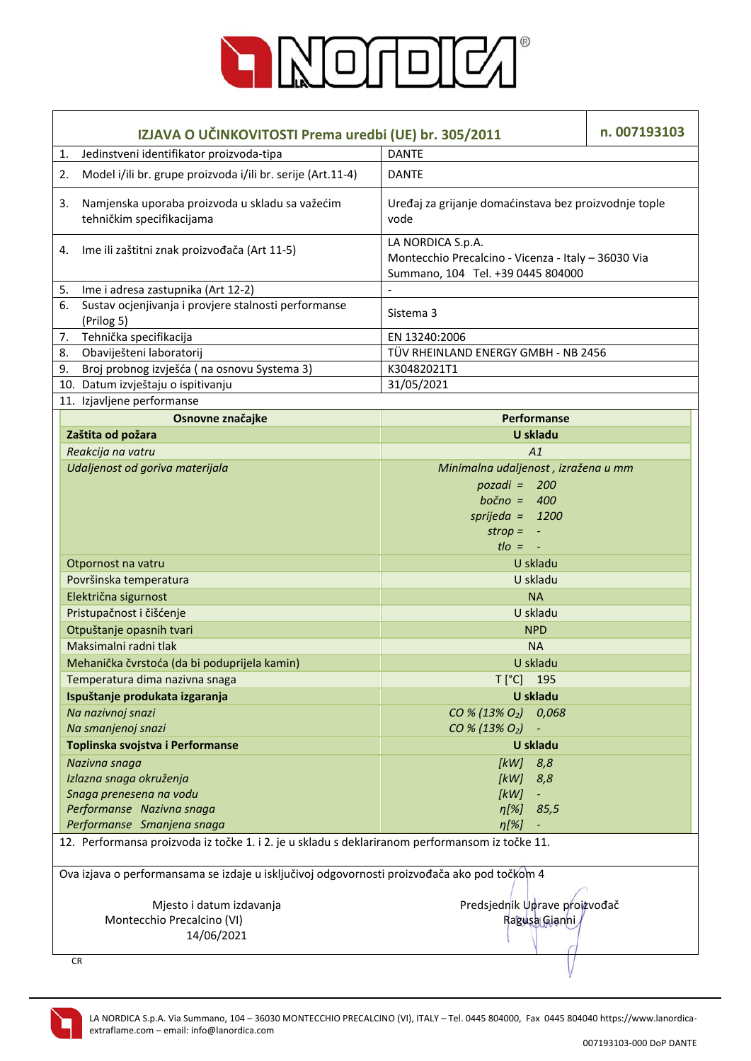## IZJAVA O UČINKOVITOSTI Prema uredbi (UE) br. 305/2011 — n. 007193103

| | |
|---|---|
| 1. Jedinstveni identifikator proizvoda-tipa | DANTE |
| 2. Model i/ili br. grupe proizvoda i/ili br. serije (Art.11-4) | DANTE |
| 3. Namjenska uporaba proizvoda u skladu sa važećim tehničkim specifikacijama | Uređaj za grijanje domaćinstava bez proizvodnje tople vode |
| 4. Ime ili zaštitni znak proizvođača (Art 11-5) | LA NORDICA S.p.A. Montecchio Precalcino - Vicenza - Italy – 36030 Via Summano, 104 Tel. +39 0445 804000 |
| 5. Ime i adresa zastupnika (Art 12-2) | - |
| 6. Sustav ocjenjivanja i provjere stalnosti performanse (Prilog 5) | Sistema 3 |
| 7. Tehnička specifikacija | EN 13240:2006 |
| 8. Obaviješteni laboratorij | TÜV RHEINLAND ENERGY GMBH - NB 2456 |
| 9. Broj probnog izvješća ( na osnovu Systema 3) | K30482021T1 |
| 10. Datum izvještaju o ispitivanju | 31/05/2021 |

11. Izjavljene performanse

| Osnovne značajke | Performanse |
|---|---|
| **Zaštita od požara** | **U skladu** |
| *Reakcija na vatru* | *A1* |
| *Udaljenost od goriva materijala* | *Minimalna udaljenost , izražena u mm*<br>*pozadi = 200*<br>*bočno = 400*<br>*sprijeda = 1200*<br>*strop = -*<br>*tlo = -* |
| Otpornost na vatru | U skladu |
| Površinska temperatura | U skladu |
| Električna sigurnost | NA |
| Pristupačnost i čišćenje | U skladu |
| Otpuštanje opasnih tvari | NPD |
| Maksimalni radni tlak | NA |
| Mehanička čvrstoća (da bi poduprijela kamin) | U skladu |
| Temperatura dima nazivna snaga | T [°C] 195 |
| **Ispuštanje produkata izgaranja** | **U skladu** |
| *Na nazivnoj snazi* | *CO % (13% $O_2$) 0,068* |
| *Na smanjenoj snazi* | *CO % (13% $O_2$) -* |
| **Toplinska svojstva i Performanse** | **U skladu** |
| *Nazivna snaga* | *[kW] 8,8* |
| *Izlazna snaga okruženja* | *[kW] 8,8* |
| *Snaga prenesena na vodu* | *[kW] -* |
| *Performanse Nazivna snaga* | *η[%] 85,5* |
| *Performanse Smanjena snaga* | *η[%] -* |

12. Performansa proizvoda iz točke 1. i 2. je u skladu s deklariranom performansom iz točke 11.

Ova izjava o performansama se izdaje u isključivoj odgovornosti proizvođača ako pod točkom 4

Mjesto i datum izdavanja
Montecchio Precalcino (VI)
14/06/2021

Predsjednik Uprave proizvođač
Ragusa Gianni

CR

LA NORDICA S.p.A. Via Summano, 104 – 36030 MONTECCHIO PRECALCINO (VI), ITALY – Tel. 0445 804000, Fax 0445 804040 https://www.lanordica-extraflame.com – email: info@lanordica.com

007193103-000 DoP DANTE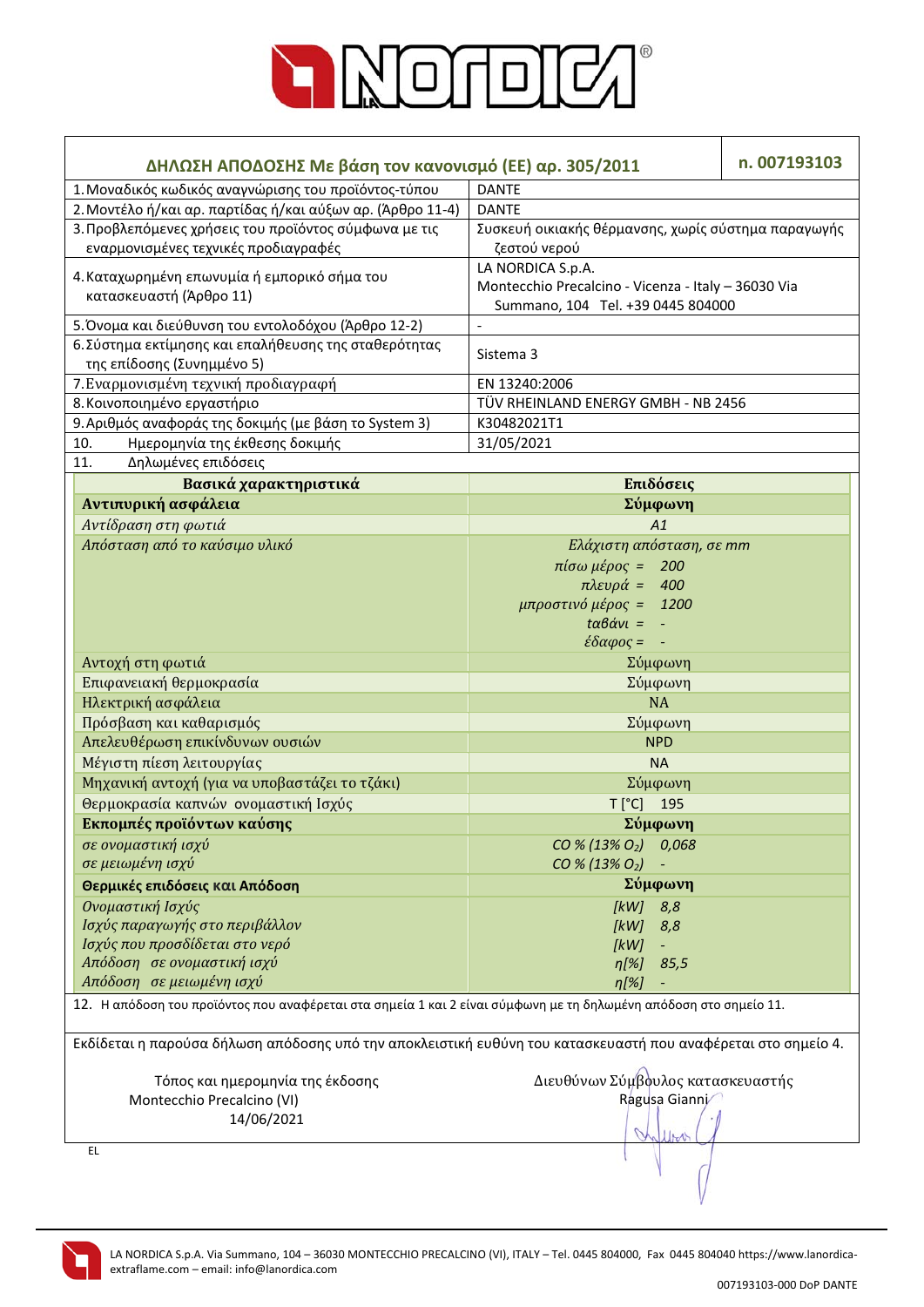| **ΔΗΛΩΣΗ ΑΠΟΔΟΣΗΣ Με βάση τον κανονισμό (ΕΕ) αρ. 305/2011** | **n. 007193103** |
|---|---|
| 1. Μοναδικός κωδικός αναγνώρισης του προϊόντος-τύπου | DANTE |
| 2. Μοντέλο ή/και αρ. παρτίδας ή/και αύξων αρ. (Άρθρο 11-4) | DANTE |
| 3. Προβλεπόμενες χρήσεις του προϊόντος σύμφωνα με τις εναρμονισμένες τεχνικές προδιαγραφές | Συσκευή οικιακής θέρμανσης, χωρίς σύστημα παραγωγής ζεστού νερού |
| 4. Καταχωρημένη επωνυμία ή εμπορικό σήμα του κατασκευαστή (Άρθρο 11) | LA NORDICA S.p.A. Montecchio Precalcino - Vicenza - Italy – 36030 Via Summano, 104 Tel. +39 0445 804000 |
| 5. Όνομα και διεύθυνση του εντολοδόχου (Άρθρο 12-2) | - |
| 6. Σύστημα εκτίμησης και επαλήθευσης της σταθερότητας της επίδοσης (Συνημμένο 5) | Sistema 3 |
| 7. Εναρμονισμένη τεχνική προδιαγραφή | EN 13240:2006 |
| 8. Κοινοποιημένο εργαστήριο | TÜV RHEINLAND ENERGY GMBH - NB 2456 |
| 9. Αριθμός αναφοράς της δοκιμής (με βάση το System 3) | K30482021T1 |
| 10. Ημερομηνία της έκθεσης δοκιμής | 31/05/2021 |
| 11. Δηλωμένες επιδόσεις | |

| **Βασικά χαρακτηριστικά** | **Επιδόσεις** |
|---|---|
| **Αντιπυρική ασφάλεια** | **Σύμφωνη** |
| *Αντίδραση στη φωτιά* | *A1* |
| *Απόσταση από το καύσιμο υλικό* | *Ελάχιστη απόσταση, σε mm*<br>*πίσω μέρος = 200*<br>*πλευρά = 400*<br>*μπροστινό μέρος = 1200*<br>*ταβάνι = -*<br>*έδαφος = -* |
| Αντοχή στη φωτιά | Σύμφωνη |
| Επιφανειακή θερμοκρασία | Σύμφωνη |
| Ηλεκτρική ασφάλεια | NA |
| Πρόσβαση και καθαρισμός | Σύμφωνη |
| Απελευθέρωση επικίνδυνων ουσιών | NPD |
| Μέγιστη πίεση λειτουργίας | NA |
| Μηχανική αντοχή (για να υποβαστάζει το τζάκι) | Σύμφωνη |
| Θερμοκρασία καπνών ονομαστική Ισχύς | T [°C] 195 |
| **Εκπομπές προϊόντων καύσης** | **Σύμφωνη** |
| *σε ονομαστική ισχύ* | *CO % (13% $O_2$) 0,068* |
| *σε μειωμένη ισχύ* | *CO % (13% $O_2$) -* |
| **Θερμικές επιδόσεις και Απόδοση** | **Σύμφωνη** |
| *Ονομαστική Ισχύς* | *[kW] 8,8* |
| *Ισχύς παραγωγής στο περιβάλλον* | *[kW] 8,8* |
| *Ισχύς που προσδίδεται στο νερό* | *[kW] -* |
| *Απόδοση σε ονομαστική ισχύ* | *η[%] 85,5* |
| *Απόδοση σε μειωμένη ισχύ* | *η[%] -* |

12. Η απόδοση του προϊόντος που αναφέρεται στα σημεία 1 και 2 είναι σύμφωνη με τη δηλωμένη απόδοση στο σημείο 11.

Εκδίδεται η παρούσα δήλωση απόδοσης υπό την αποκλειστική ευθύνη του κατασκευαστή που αναφέρεται στο σημείο 4.

Τόπος και ημερομηνία της έκδοσης
Montecchio Precalcino (VI)
14/06/2021

Διευθύνων Σύμβουλος κατασκευαστής
Ragusa Gianni

EL

LA NORDICA S.p.A. Via Summano, 104 – 36030 MONTECCHIO PRECALCINO (VI), ITALY – Tel. 0445 804000, Fax 0445 804040 https://www.lanordica-extraflame.com – email: info@lanordica.com

007193103-000 DoP DANTE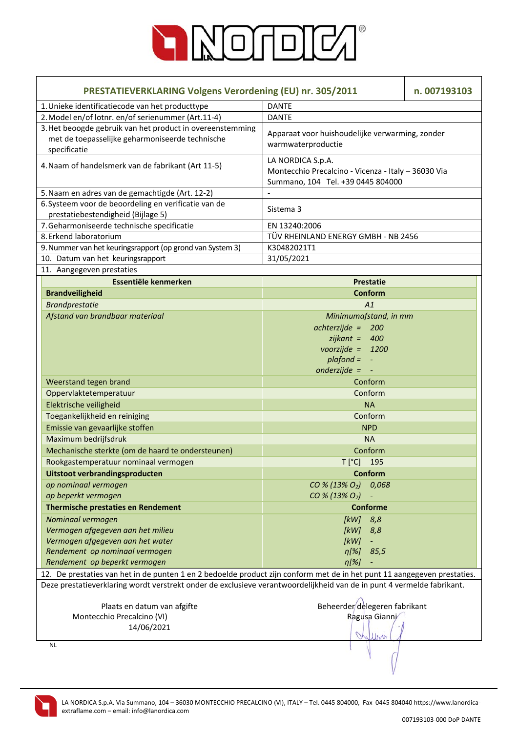# LA NORDICA

| PRESTATIEVERKLARING Volgens Verordening (EU) nr. 305/2011 | n. 007193103 |
|---|---|
| 1. Unieke identificatiecode van het producttype | DANTE |
| 2. Model en/of lotnr. en/of serienummer (Art.11-4) | DANTE |
| 3. Het beoogde gebruik van het product in overeenstemming met de toepasselijke geharmoniseerde technische specificatie | Apparaat voor huishoudelijke verwarming, zonder warmwaterproductie |
| 4. Naam of handelsmerk van de fabrikant (Art 11-5) | LA NORDICA S.p.A. Montecchio Precalcino - Vicenza - Italy – 36030 Via Summano, 104 Tel. +39 0445 804000 |
| 5. Naam en adres van de gemachtigde (Art. 12-2) | - |
| 6. Systeem voor de beoordeling en verificatie van de prestatiebestendigheid (Bijlage 5) | Sistema 3 |
| 7. Geharmoniseerde technische specificatie | EN 13240:2006 |
| 8. Erkend laboratorium | TÜV RHEINLAND ENERGY GMBH - NB 2456 |
| 9. Nummer van het keuringsrapport (op grond van System 3) | K30482021T1 |
| 10. Datum van het keuringsrapport | 31/05/2021 |

11. Aangegeven prestaties

| Essentiële kenmerken | Prestatie |
|---|---|
| **Brandveiligheid** | **Conform** |
| *Brandprestatie* | *A1* |
| *Afstand van brandbaar materiaal* | *Minimumafstand, in mm*<br>*achterzijde = 200*<br>*zijkant = 400*<br>*voorzijde = 1200*<br>*plafond = -*<br>*onderzijde = -* |
| Weerstand tegen brand | Conform |
| Oppervlaktetemperatuur | Conform |
| Elektrische veiligheid | NA |
| Toegankelijkheid en reiniging | Conform |
| Emissie van gevaarlijke stoffen | NPD |
| Maximum bedrijfsdruk | NA |
| Mechanische sterkte (om de haard te ondersteunen) | Conform |
| Rookgastemperatuur nominaal vermogen | T [°C] 195 |
| **Uitstoot verbrandingsproducten** | **Conform** |
| *op nominaal vermogen* | *CO % (13% $O_2$) 0,068* |
| *op beperkt vermogen* | *CO % (13% $O_2$) -* |
| **Thermische prestaties en Rendement** | **Conforme** |
| *Nominaal vermogen* | *[kW] 8,8* |
| *Vermogen afgegeven aan het milieu* | *[kW] 8,8* |
| *Vermogen afgegeven aan het water* | *[kW] -* |
| *Rendement op nominaal vermogen* | *η[%] 85,5* |
| *Rendement op beperkt vermogen* | *η[%] -* |

12. De prestaties van het in de punten 1 en 2 bedoelde product zijn conform met de in het punt 11 aangegeven prestaties.

Deze prestatieverklaring wordt verstrekt onder de exclusieve verantwoordelijkheid van de in punt 4 vermelde fabrikant.

Plaats en datum van afgifte
Montecchio Precalcino (VI)
14/06/2021

Beheerder delegeren fabrikant
Ragusa Gianni

NL

LA NORDICA S.p.A. Via Summano, 104 – 36030 MONTECCHIO PRECALCINO (VI), ITALY – Tel. 0445 804000, Fax 0445 804040 https://www.lanordica-extraflame.com – email: info@lanordica.com

007193103-000 DoP DANTE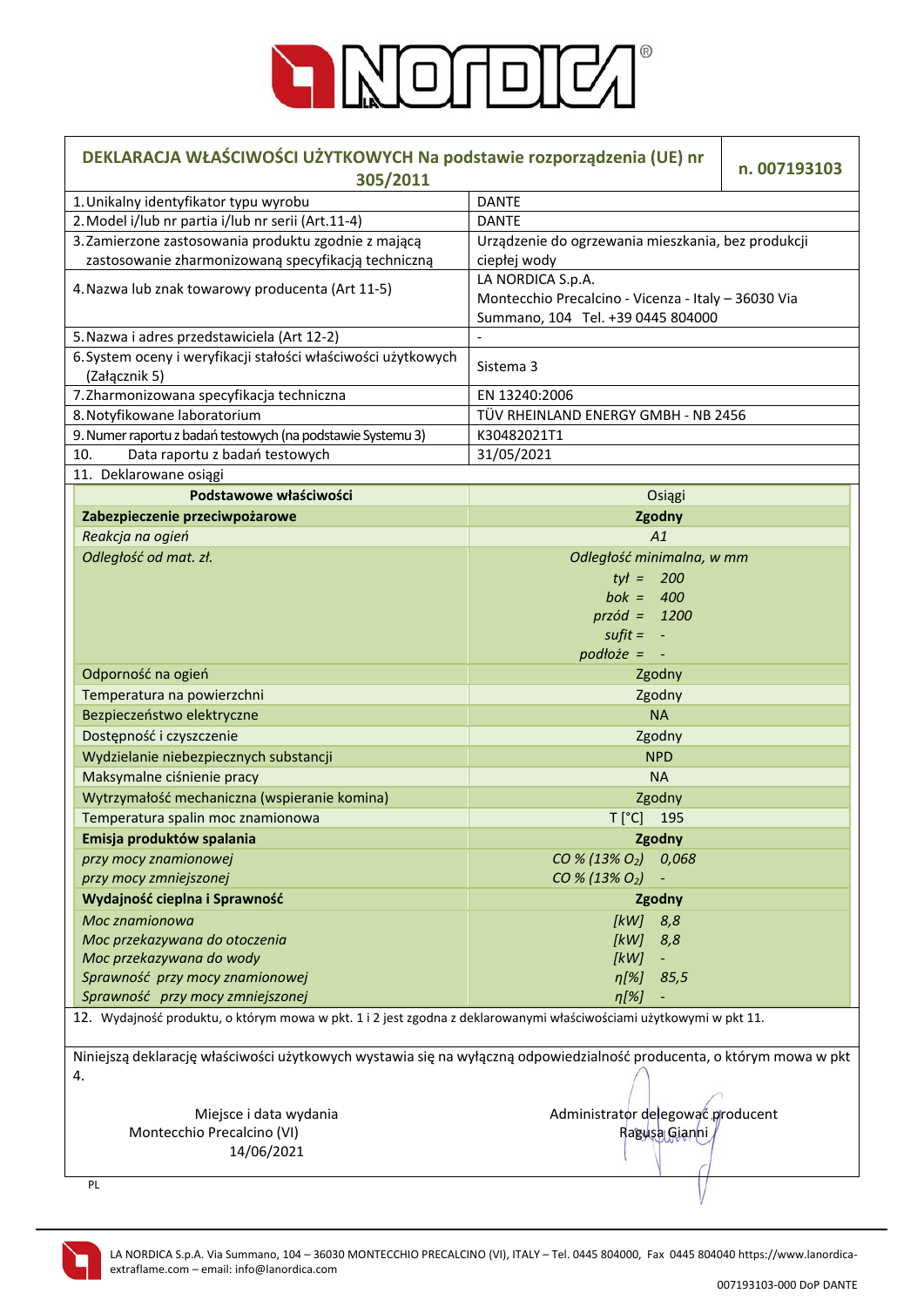| DEKLARACJA WŁAŚCIWOŚCI UŻYTKOWYCH Na podstawie rozporządzenia (UE) nr 305/2011 | n. 007193103 |
|---|---|
| 1. Unikalny identyfikator typu wyrobu | DANTE |
| 2. Model i/lub nr partia i/lub nr serii (Art.11-4) | DANTE |
| 3. Zamierzone zastosowania produktu zgodnie z mającą zastosowanie zharmonizowaną specyfikacją techniczną | Urządzenie do ogrzewania mieszkania, bez produkcji ciepłej wody |
| 4. Nazwa lub znak towarowy producenta (Art 11-5) | LA NORDICA S.p.A. Montecchio Precalcino - Vicenza - Italy – 36030 Via Summano, 104 Tel. +39 0445 804000 |
| 5. Nazwa i adres przedstawiciela (Art 12-2) | - |
| 6. System oceny i weryfikacji stałości właściwości użytkowych (Załącznik 5) | Sistema 3 |
| 7. Zharmonizowana specyfikacja techniczna | EN 13240:2006 |
| 8. Notyfikowane laboratorium | TÜV RHEINLAND ENERGY GMBH - NB 2456 |
| 9. Numer raportu z badań testowych (na podstawie Systemu 3) | K30482021T1 |
| 10. Data raportu z badań testowych | 31/05/2021 |
| 11. Deklarowane osiągi | |

| Podstawowe właściwości | Osiągi |
|---|---|
| **Zabezpieczenie przeciwpożarowe** | **Zgodny** |
| *Reakcja na ogień* | *A1* |
| *Odległość od mat. zł.* | *Odległość minimalna, w mm*<br>*tył = 200*<br>*bok = 400*<br>*przód = 1200*<br>*sufit = -*<br>*podłoże = -* |
| Odporność na ogień | Zgodny |
| Temperatura na powierzchni | Zgodny |
| Bezpieczeństwo elektryczne | NA |
| Dostępność i czyszczenie | Zgodny |
| Wydzielanie niebezpiecznych substancji | NPD |
| Maksymalne ciśnienie pracy | NA |
| Wytrzymałość mechaniczna (wspieranie komina) | Zgodny |
| Temperatura spalin moc znamionowa | T [°C] 195 |
| **Emisja produktów spalania** | **Zgodny** |
| *przy mocy znamionowej* | *CO % (13% $O_2$) 0,068* |
| *przy mocy zmniejszonej* | *CO % (13% $O_2$) -* |
| **Wydajność cieplna i Sprawność** | **Zgodny** |
| *Moc znamionowa* | *[kW] 8,8* |
| *Moc przekazywana do otoczenia* | *[kW] 8,8* |
| *Moc przekazywana do wody* | *[kW] -* |
| *Sprawność przy mocy znamionowej* | *η[%] 85,5* |
| *Sprawność przy mocy zmniejszonej* | *η[%] -* |

12. Wydajność produktu, o którym mowa w pkt. 1 i 2 jest zgodna z deklarowanymi właściwościami użytkowymi w pkt 11.

Niniejszą deklarację właściwości użytkowych wystawia się na wyłączną odpowiedzialność producenta, o którym mowa w pkt 4.

Miejsce i data wydania
Montecchio Precalcino (VI)
14/06/2021

Administrator delegować producent
Ragusa Gianni

PL

LA NORDICA S.p.A. Via Summano, 104 – 36030 MONTECCHIO PRECALCINO (VI), ITALY – Tel. 0445 804000, Fax 0445 804040 https://www.lanordica-extraflame.com – email: info@lanordica.com

007193103-000 DoP DANTE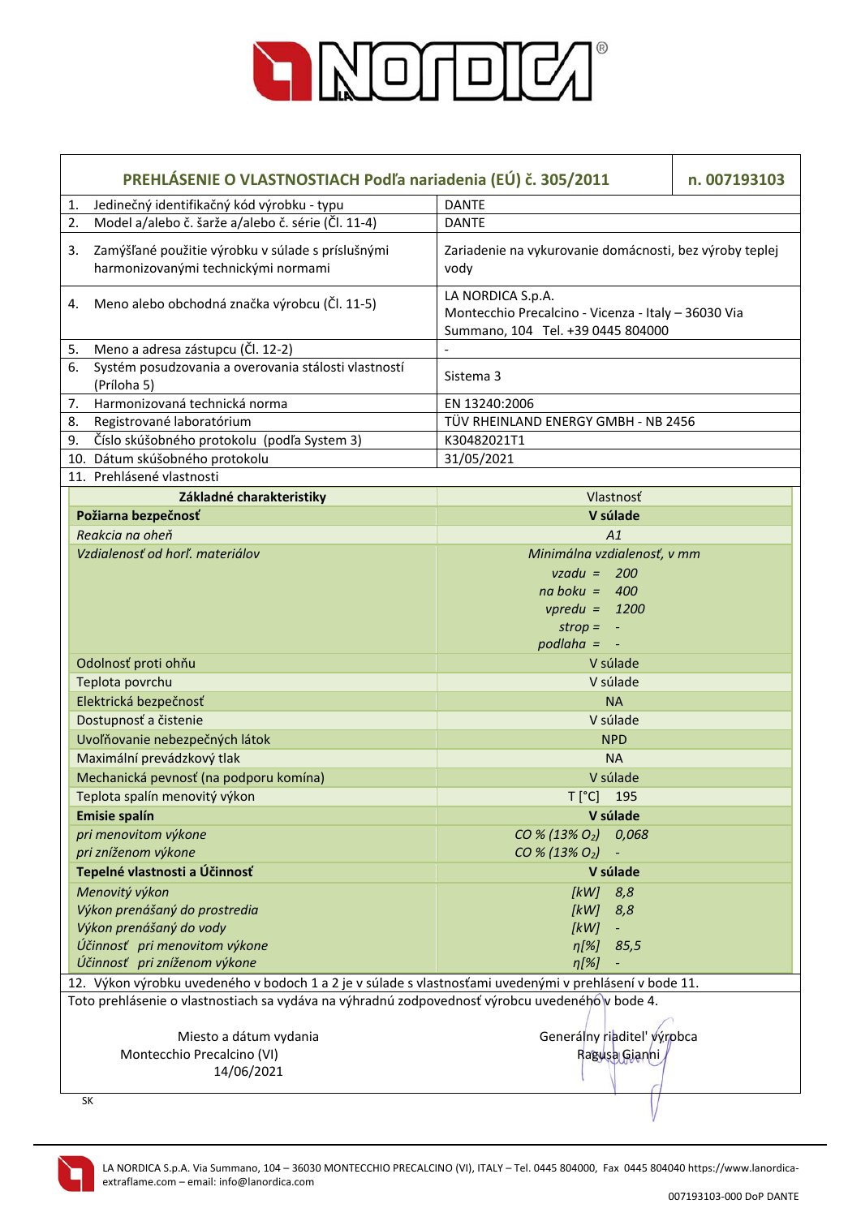| PREHLÁSENIE O VLASTNOSTIACH Podľa nariadenia (EÚ) č. 305/2011 | n. 007193103 |
|---|---|
| 1. Jedinečný identifikačný kód výrobku - typu | DANTE |
| 2. Model a/alebo č. šarže a/alebo č. série (Čl. 11-4) | DANTE |
| 3. Zamýšľané použitie výrobku v súlade s príslušnými harmonizovanými technickými normami | Zariadenie na vykurovanie domácnosti, bez výroby teplej vody |
| 4. Meno alebo obchodná značka výrobcu (Čl. 11-5) | LA NORDICA S.p.A. Montecchio Precalcino - Vicenza - Italy – 36030 Via Summano, 104 Tel. +39 0445 804000 |
| 5. Meno a adresa zástupcu (Čl. 12-2) | - |
| 6. Systém posudzovania a overovania stálosti vlastností (Príloha 5) | Sistema 3 |
| 7. Harmonizovaná technická norma | EN 13240:2006 |
| 8. Registrované laboratórium | TÜV RHEINLAND ENERGY GMBH - NB 2456 |
| 9. Číslo skúšobného protokolu (podľa System 3) | K30482021T1 |
| 10. Dátum skúšobného protokolu | 31/05/2021 |
| 11. Prehlásené vlastnosti | |

| Základné charakteristiky | Vlastnosť |
|---|---|
| **Požiarna bezpečnosť** | **V súlade** |
| *Reakcia na oheň* | *A1* |
| *Vzdialenosť od horľ. materiálov* | *Minimálna vzdialenosť, v mm*<br>*vzadu = 200*<br>*na boku = 400*<br>*vpredu = 1200*<br>*strop = -*<br>*podlaha = -* |
| Odolnosť proti ohňu | V súlade |
| Teplota povrchu | V súlade |
| Elektrická bezpečnosť | NA |
| Dostupnosť a čistenie | V súlade |
| Uvoľňovanie nebezpečných látok | NPD |
| Maximální prevádzkový tlak | NA |
| Mechanická pevnosť (na podporu komína) | V súlade |
| Teplota spalín menovitý výkon | T [°C] 195 |
| **Emisie spalín** | **V súlade** |
| *pri menovitom výkone* | *CO % (13% $O_2$) 0,068* |
| *pri zníženom výkone* | *CO % (13% $O_2$) -* |
| **Tepelné vlastnosti a Účinnosť** | **V súlade** |
| *Menovitý výkon* | *[kW] 8,8* |
| *Výkon prenášaný do prostredia* | *[kW] 8,8* |
| *Výkon prenášaný do vody* | *[kW] -* |
| *Účinnosť pri menovitom výkone* | *η[%] 85,5* |
| *Účinnosť pri zníženom výkone* | *η[%] -* |

12. Výkon výrobku uvedeného v bodoch 1 a 2 je v súlade s vlastnosťami uvedenými v prehlásení v bode 11.

Toto prehlásenie o vlastnostiach sa vydáva na výhradnú zodpovednosť výrobcu uvedeného v bode 4.

Miesto a dátum vydania
Montecchio Precalcino (VI)
14/06/2021

Generálny riaditeľ výrobca
Ragusa Gianni

SK

LA NORDICA S.p.A. Via Summano, 104 – 36030 MONTECCHIO PRECALCINO (VI), ITALY – Tel. 0445 804000, Fax 0445 804040 https://www.lanordica-extraflame.com – email: info@lanordica.com

007193103-000 DoP DANTE